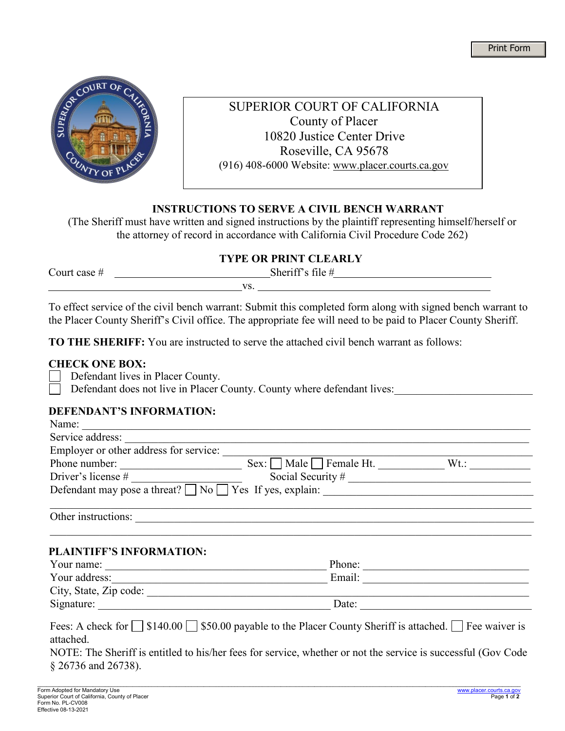SUPERIOR COURT OF CALIFORNIA
County of Placer
10820 Justice Center Drive
Roseville, CA 95678
(916) 408-6000 Website: www.placer.courts.ca.gov

## INSTRUCTIONS TO SERVE A CIVIL BENCH WARRANT

(The Sheriff must have written and signed instructions by the plaintiff representing himself/herself or the attorney of record in accordance with California Civil Procedure Code 262)

**TYPE OR PRINT CLEARLY**

Court case # ____________________________ Sheriff's file #____________________________

____________________________________ vs. ____________________________________________

To effect service of the civil bench warrant: Submit this completed form along with signed bench warrant to the Placer County Sheriff's Civil office. The appropriate fee will need to be paid to Placer County Sheriff.

**TO THE SHERIFF:** You are instructed to serve the attached civil bench warrant as follows:

**CHECK ONE BOX:**

☐ Defendant lives in Placer County.

☐ Defendant does not live in Placer County. County where defendant lives:_________________________

**DEFENDANT'S INFORMATION:**

Name: ____________________________________________________________________________

Service address: ____________________________________________________________________

Employer or other address for service: ______________________________________________

Phone number: ______________________ Sex: ☐ Male ☐ Female Ht. ____________ Wt.: ___________

Driver's license # ____________________ Social Security # ___________________________________

Defendant may pose a threat? ☐ No ☐ Yes If yes, explain: ____________________________________

__________________________________________________________________________________

Other instructions: ___________________________________________________________________

__________________________________________________________________________________

**PLAINTIFF'S INFORMATION:**

Your name: ________________________________________ Phone: ______________________________

Your address:_______________________________________ Email: ______________________________

City, State, Zip code: _________________________________________________________________

Signature: __________________________________________ Date: ______________________________

Fees: A check for ☐ $140.00 ☐ $50.00 payable to the Placer County Sheriff is attached. ☐ Fee waiver is attached.

NOTE: The Sheriff is entitled to his/her fees for service, whether or not the service is successful (Gov Code § 26736 and 26738).

Form Adopted for Mandatory Use
Superior Court of California, County of Placer
Form No. PL-CV008
Effective 08-13-2021

www.placer.courts.ca.gov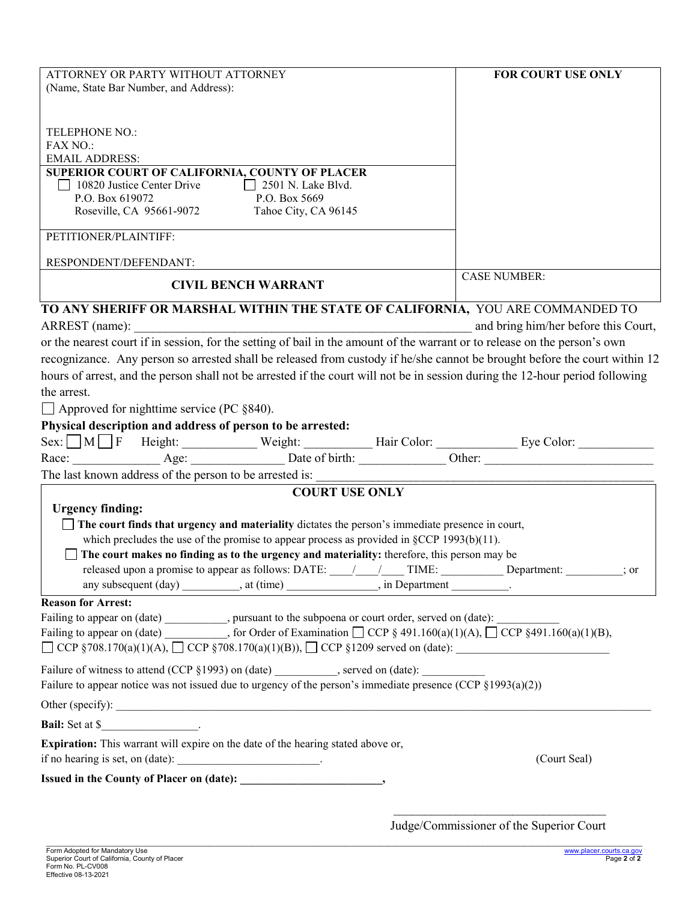| ATTORNEY OR PARTY WITHOUT ATTORNEY (Name, State Bar Number, and Address): | FOR COURT USE ONLY |
| --- | --- |
| TELEPHONE NO.:<br>FAX NO.:<br>EMAIL ADDRESS: | |
| **SUPERIOR COURT OF CALIFORNIA, COUNTY OF PLACER**<br>☐ 10820 Justice Center Drive, P.O. Box 619072, Roseville, CA 95661-9072<br>☐ 2501 N. Lake Blvd., P.O. Box 5669, Tahoe City, CA 96145 | |
| PETITIONER/PLAINTIFF:<br><br>RESPONDENT/DEFENDANT: | |
| **CIVIL BENCH WARRANT** | CASE NUMBER: |

**TO ANY SHERIFF OR MARSHAL WITHIN THE STATE OF CALIFORNIA,** YOU ARE COMMANDED TO ARREST (name): _______________________________________________ and bring him/her before this Court, or the nearest court if in session, for the setting of bail in the amount of the warrant or to release on the person's own recognizance. Any person so arrested shall be released from custody if he/she cannot be brought before the court within 12 hours of arrest, and the person shall not be arrested if the court will not be in session during the 12-hour period following the arrest.

☐ Approved for nighttime service (PC §840).

**Physical description and address of person to be arrested:**

Sex: ☐ M ☐ F Height: ___________ Weight: __________ Hair Color: ____________ Eye Color: ____________

Race: ______________ Age: ______________ Date of birth: _____________ Other: ___________________________

The last known address of the person to be arrested is: _____________________________________________________

**COURT USE ONLY**

**Urgency finding:**

☐ **The court finds that urgency and materiality** dictates the person's immediate presence in court, which precludes the use of the promise to appear process as provided in §CCP 1993(b)(11).

☐ **The court makes no finding as to the urgency and materiality:** therefore, this person may be released upon a promise to appear as follows: DATE: ____/____/____ TIME: __________ Department: _________; or any subsequent (day) __________, at (time) _______________, in Department __________.

**Reason for Arrest:**

Failing to appear on (date) ___________, pursuant to the subpoena or court order, served on (date): ___________

Failing to appear on (date) ___________, for Order of Examination ☐ CCP § 491.160(a)(1)(A), ☐ CCP §491.160(a)(1)(B), ☐ CCP §708.170(a)(1)(A), ☐ CCP §708.170(a)(1)(B)), ☐ CCP §1209 served on (date): __________________________

Failure of witness to attend (CCP §1993) on (date) ___________, served on (date): ___________

Failure to appear notice was not issued due to urgency of the person's immediate presence (CCP §1993(a)(2))

Other (specify): ______________________________________________________________________________________

**Bail:** Set at $_________________.

**Expiration:** This warrant will expire on the date of the hearing stated above or, if no hearing is set, on (date): ________________________.

(Court Seal)

**Issued in the County of Placer on (date): _________________________,**

___________________________________

Judge/Commissioner of the Superior Court

Form Adopted for Mandatory Use
Superior Court of California, County of Placer
Form No. PL-CV008
Effective 08-13-2021

www.placer.courts.ca.gov